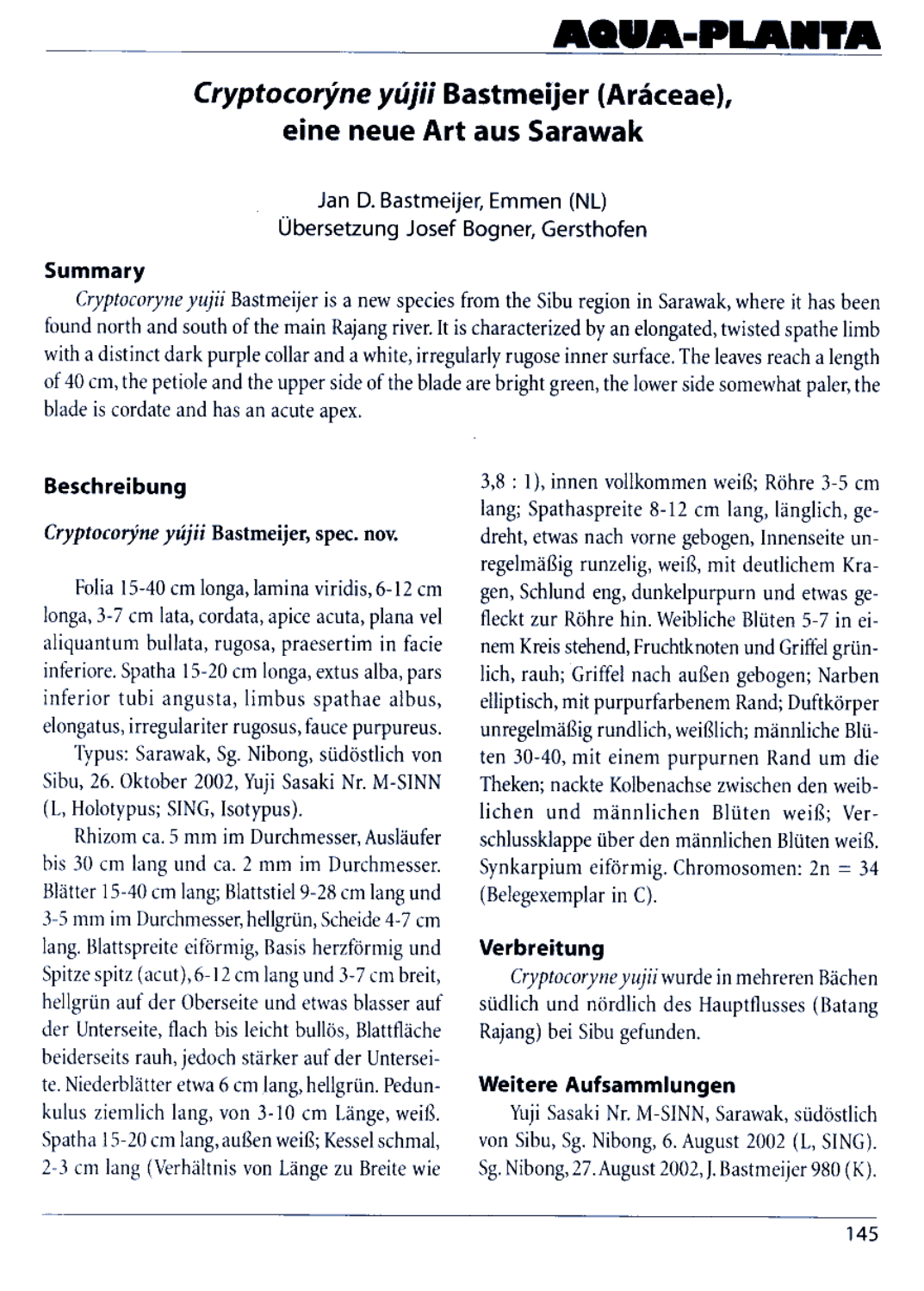# *Cryptocorýne yújii* Bastmeijer (Aráceae), eine neue Art aus Sarawak

Jan D. Bastmeijer, Emmen (NL)
Übersetzung Josef Bogner, Gersthofen

## Summary

*Cryptocoryne yujii* Bastmeijer is a new species from the Sibu region in Sarawak, where it has been found north and south of the main Rajang river. It is characterized by an elongated, twisted spathe limb with a distinct dark purple collar and a white, irregularly rugose inner surface. The leaves reach a length of 40 cm, the petiole and the upper side of the blade are bright green, the lower side somewhat paler, the blade is cordate and has an acute apex.

## Beschreibung

***Cryptocorýne yújii*** **Bastmeijer, spec. nov.**

Folia 15-40 cm longa, lamina viridis, 6-12 cm longa, 3-7 cm lata, cordata, apice acuta, plana vel aliquantum bullata, rugosa, praesertim in facie inferiore. Spatha 15-20 cm longa, extus alba, pars inferior tubi angusta, limbus spathae albus, elongatus, irregulariter rugosus, fauce purpureus.

Typus: Sarawak, Sg. Nibong, südöstlich von Sibu, 26. Oktober 2002, Yuji Sasaki Nr. M-SINN (L, Holotypus; SING, Isotypus).

Rhizom ca. 5 mm im Durchmesser, Ausläufer bis 30 cm lang und ca. 2 mm im Durchmesser. Blätter 15-40 cm lang; Blattstiel 9-28 cm lang und 3-5 mm im Durchmesser, hellgrün, Scheide 4-7 cm lang. Blattspreite eiförmig, Basis herzförmig und Spitze spitz (acut), 6-12 cm lang und 3-7 cm breit, hellgrün auf der Oberseite und etwas blasser auf der Unterseite, flach bis leicht bullös, Blattfläche beiderseits rauh, jedoch stärker auf der Unterseite. Niederblätter etwa 6 cm lang, hellgrün. Pedunkulus ziemlich lang, von 3-10 cm Länge, weiß. Spatha 15-20 cm lang, außen weiß; Kessel schmal, 2-3 cm lang (Verhältnis von Länge zu Breite wie 3,8 : 1), innen vollkommen weiß; Röhre 3-5 cm lang; Spathaspreite 8-12 cm lang, länglich, gedreht, etwas nach vorne gebogen, Innenseite unregelmäßig runzelig, weiß, mit deutlichem Kragen, Schlund eng, dunkelpurpurn und etwas gefleckt zur Röhre hin. Weibliche Blüten 5-7 in einem Kreis stehend, Fruchtknoten und Griffel grünlich, rauh; Griffel nach außen gebogen; Narben elliptisch, mit purpurfarbenem Rand; Duftkörper unregelmäßig rundlich, weißlich; männliche Blüten 30-40, mit einem purpurnen Rand um die Theken; nackte Kolbenachse zwischen den weiblichen und männlichen Blüten weiß; Verschlussklappe über den männlichen Blüten weiß. Synkarpium eiförmig. Chromosomen: 2n = 34 (Belegexemplar in C).

## Verbreitung

*Cryptocoryne yujii* wurde in mehreren Bächen südlich und nördlich des Hauptflusses (Batang Rajang) bei Sibu gefunden.

## Weitere Aufsammlungen

Yuji Sasaki Nr. M-SINN, Sarawak, südöstlich von Sibu, Sg. Nibong, 6. August 2002 (L, SING). Sg. Nibong, 27. August 2002, J. Bastmeijer 980 (K).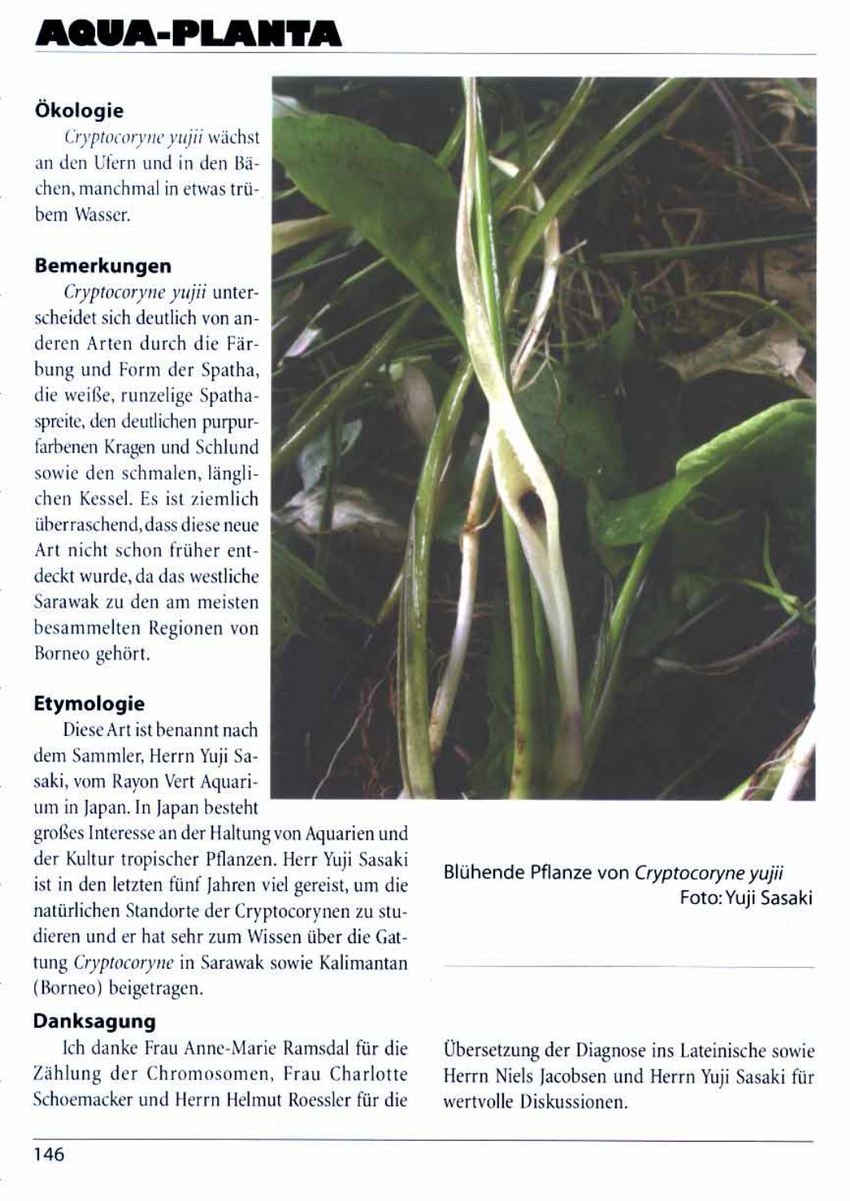## Ökologie

*Cryptocoryne yujii* wächst an den Ufern und in den Bächen, manchmal in etwas trübem Wasser.

## Bemerkungen

*Cryptocoryne yujii* unterscheidet sich deutlich von anderen Arten durch die Färbung und Form der Spatha, die weiße, runzelige Spathaspreite, den deutlichen purpurfarbenen Kragen und Schlund sowie den schmalen, länglichen Kessel. Es ist ziemlich überraschend, dass diese neue Art nicht schon früher entdeckt wurde, da das westliche Sarawak zu den am meisten besammelten Regionen von Borneo gehört.

## Etymologie

Diese Art ist benannt nach dem Sammler, Herrn Yuji Sasaki, vom Rayon Vert Aquarium in Japan. In Japan besteht großes Interesse an der Haltung von Aquarien und der Kultur tropischer Pflanzen. Herr Yuji Sasaki ist in den letzten fünf Jahren viel gereist, um die natürlichen Standorte der Cryptocorynen zu studieren und er hat sehr zum Wissen über die Gattung *Cryptocoryne* in Sarawak sowie Kalimantan (Borneo) beigetragen.

Blühende Pflanze von *Cryptocoryne yujii*
Foto: Yuji Sasaki

## Danksagung

Ich danke Frau Anne-Marie Ramsdal für die Zählung der Chromosomen, Frau Charlotte Schoemacker und Herrn Helmut Roessler für die Übersetzung der Diagnose ins Lateinische sowie Herrn Niels Jacobsen und Herrn Yuji Sasaki für wertvolle Diskussionen.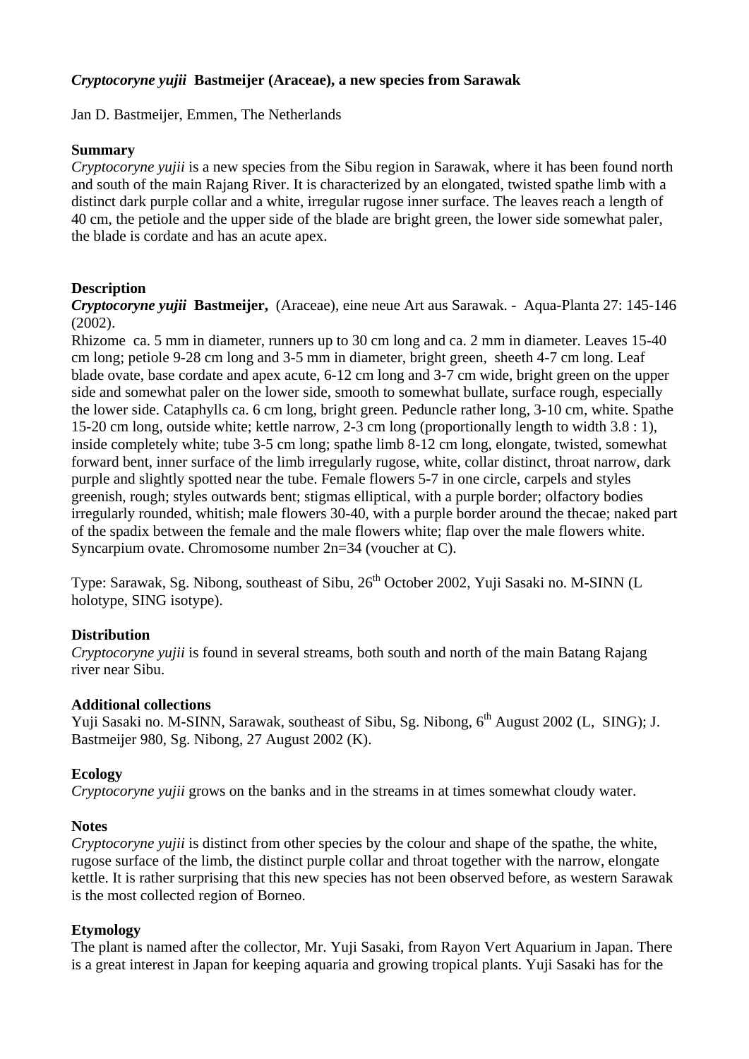***Cryptocoryne yujii*** **Bastmeijer (Araceae), a new species from Sarawak**

Jan D. Bastmeijer, Emmen, The Netherlands

**Summary**

*Cryptocoryne yujii* is a new species from the Sibu region in Sarawak, where it has been found north and south of the main Rajang River. It is characterized by an elongated, twisted spathe limb with a distinct dark purple collar and a white, irregular rugose inner surface. The leaves reach a length of 40 cm, the petiole and the upper side of the blade are bright green, the lower side somewhat paler, the blade is cordate and has an acute apex.

**Description**

***Cryptocoryne yujii*** **Bastmeijer,** (Araceae), eine neue Art aus Sarawak. - Aqua-Planta 27: 145-146 (2002).

Rhizome ca. 5 mm in diameter, runners up to 30 cm long and ca. 2 mm in diameter. Leaves 15-40 cm long; petiole 9-28 cm long and 3-5 mm in diameter, bright green, sheeth 4-7 cm long. Leaf blade ovate, base cordate and apex acute, 6-12 cm long and 3-7 cm wide, bright green on the upper side and somewhat paler on the lower side, smooth to somewhat bullate, surface rough, especially the lower side. Cataphylls ca. 6 cm long, bright green. Peduncle rather long, 3-10 cm, white. Spathe 15-20 cm long, outside white; kettle narrow, 2-3 cm long (proportionally length to width 3.8 : 1), inside completely white; tube 3-5 cm long; spathe limb 8-12 cm long, elongate, twisted, somewhat forward bent, inner surface of the limb irregularly rugose, white, collar distinct, throat narrow, dark purple and slightly spotted near the tube. Female flowers 5-7 in one circle, carpels and styles greenish, rough; styles outwards bent; stigmas elliptical, with a purple border; olfactory bodies irregularly rounded, whitish; male flowers 30-40, with a purple border around the thecae; naked part of the spadix between the female and the male flowers white; flap over the male flowers white. Syncarpium ovate. Chromosome number 2n=34 (voucher at C).

Type: Sarawak, Sg. Nibong, southeast of Sibu, 26th October 2002, Yuji Sasaki no. M-SINN (L holotype, SING isotype).

**Distribution**

*Cryptocoryne yujii* is found in several streams, both south and north of the main Batang Rajang river near Sibu.

**Additional collections**

Yuji Sasaki no. M-SINN, Sarawak, southeast of Sibu, Sg. Nibong, 6th August 2002 (L, SING); J. Bastmeijer 980, Sg. Nibong, 27 August 2002 (K).

**Ecology**

*Cryptocoryne yujii* grows on the banks and in the streams in at times somewhat cloudy water.

**Notes**

*Cryptocoryne yujii* is distinct from other species by the colour and shape of the spathe, the white, rugose surface of the limb, the distinct purple collar and throat together with the narrow, elongate kettle. It is rather surprising that this new species has not been observed before, as western Sarawak is the most collected region of Borneo.

**Etymology**

The plant is named after the collector, Mr. Yuji Sasaki, from Rayon Vert Aquarium in Japan. There is a great interest in Japan for keeping aquaria and growing tropical plants. Yuji Sasaki has for the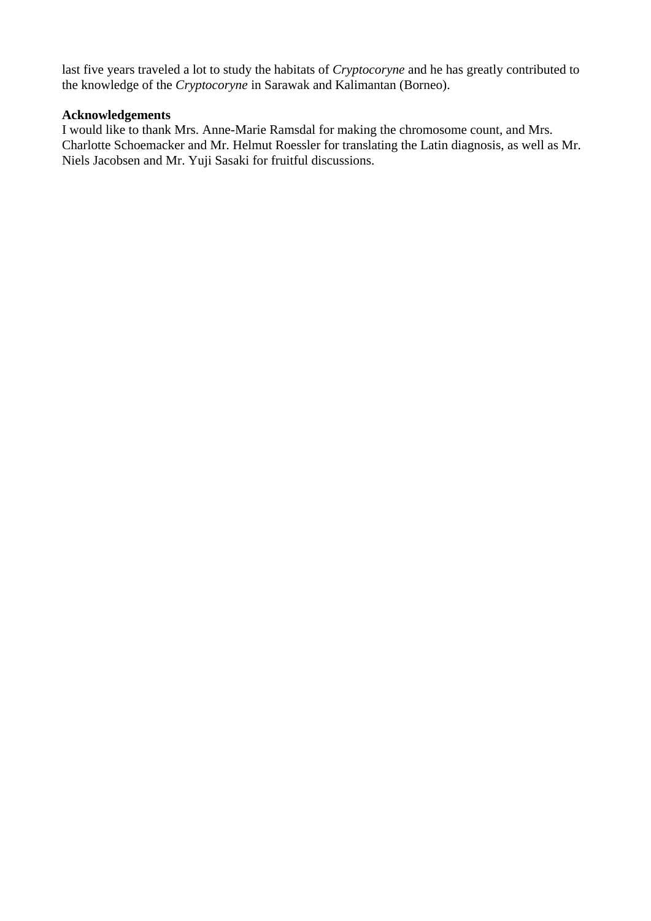last five years traveled a lot to study the habitats of *Cryptocoryne* and he has greatly contributed to the knowledge of the *Cryptocoryne* in Sarawak and Kalimantan (Borneo).

**Acknowledgements**

I would like to thank Mrs. Anne-Marie Ramsdal for making the chromosome count, and Mrs. Charlotte Schoemacker and Mr. Helmut Roessler for translating the Latin diagnosis, as well as Mr. Niels Jacobsen and Mr. Yuji Sasaki for fruitful discussions.